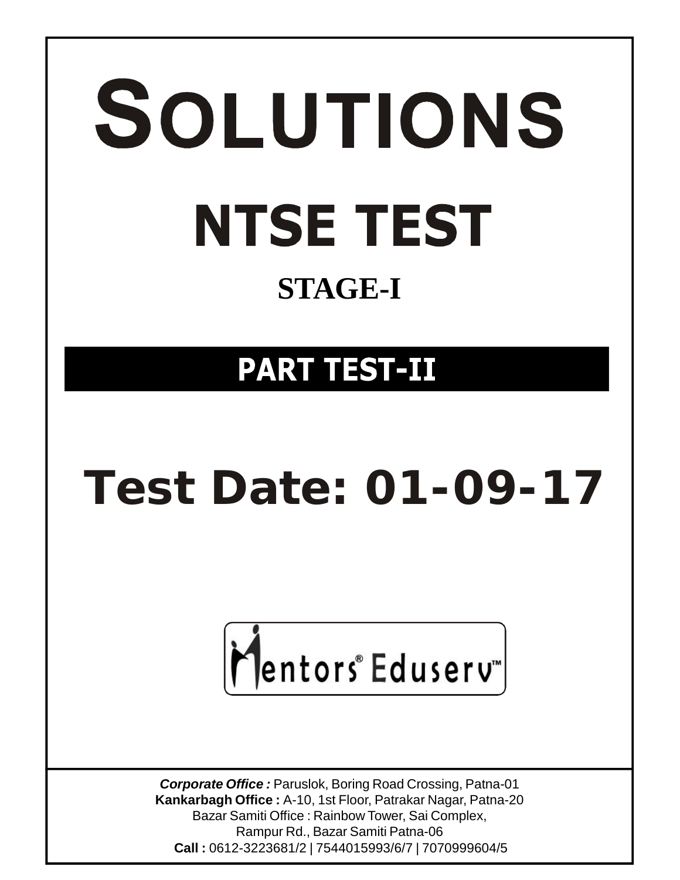# SOLUTIONS

# NTSE TEST

## STAGE-I

## PART TEST-II

# Test Date: 01-09-17

Mentors® Eduserv™

***Corporate Office :*** Paruslok, Boring Road Crossing, Patna-01
**Kankarbagh Office :** A-10, 1st Floor, Patrakar Nagar, Patna-20
Bazar Samiti Office : Rainbow Tower, Sai Complex,
Rampur Rd., Bazar Samiti Patna-06
**Call :** 0612-3223681/2 | 7544015993/6/7 | 7070999604/5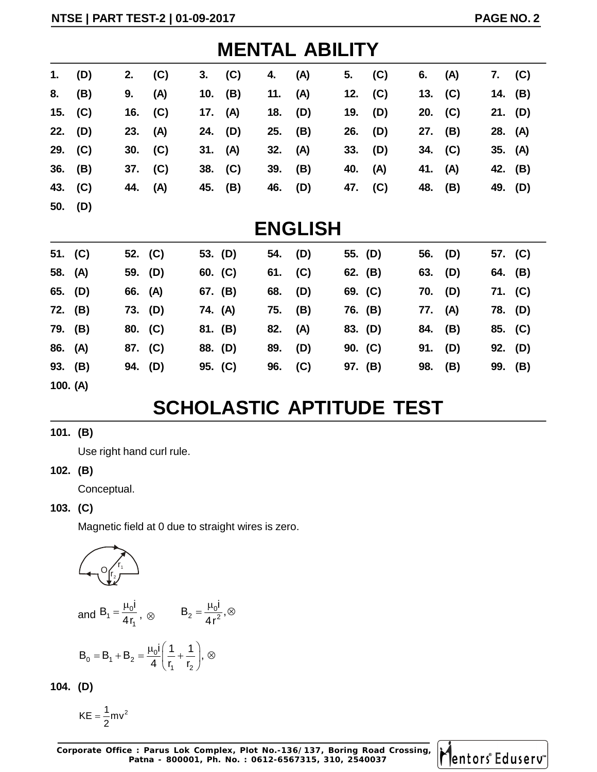# MENTAL ABILITY

| | | | | | | |
|---|---|---|---|---|---|---|
| 1. (D) | 2. (C) | 3. (C) | 4. (A) | 5. (C) | 6. (A) | 7. (C) |
| 8. (B) | 9. (A) | 10. (B) | 11. (A) | 12. (C) | 13. (C) | 14. (B) |
| 15. (C) | 16. (C) | 17. (A) | 18. (D) | 19. (D) | 20. (C) | 21. (D) |
| 22. (D) | 23. (A) | 24. (D) | 25. (B) | 26. (D) | 27. (B) | 28. (A) |
| 29. (C) | 30. (C) | 31. (A) | 32. (A) | 33. (D) | 34. (C) | 35. (A) |
| 36. (B) | 37. (C) | 38. (C) | 39. (B) | 40. (A) | 41. (A) | 42. (B) |
| 43. (C) | 44. (A) | 45. (B) | 46. (D) | 47. (C) | 48. (B) | 49. (D) |
| 50. (D) | | | | | | |

# ENGLISH

| | | | | | | |
|---|---|---|---|---|---|---|
| 51. (C) | 52. (C) | 53. (D) | 54. (D) | 55. (D) | 56. (D) | 57. (C) |
| 58. (A) | 59. (D) | 60. (C) | 61. (C) | 62. (B) | 63. (D) | 64. (B) |
| 65. (D) | 66. (A) | 67. (B) | 68. (D) | 69. (C) | 70. (D) | 71. (C) |
| 72. (B) | 73. (D) | 74. (A) | 75. (B) | 76. (B) | 77. (A) | 78. (D) |
| 79. (B) | 80. (C) | 81. (B) | 82. (A) | 83. (D) | 84. (B) | 85. (C) |
| 86. (A) | 87. (C) | 88. (D) | 89. (D) | 90. (C) | 91. (D) | 92. (D) |
| 93. (B) | 94. (D) | 95. (C) | 96. (C) | 97. (B) | 98. (B) | 99. (B) |
| 100. (A) | | | | | | |

# SCHOLASTIC APTITUDE TEST

**101. (B)**

Use right hand curl rule.

**102. (B)**

Conceptual.

**103. (C)**

Magnetic field at 0 due to straight wires is zero.

and $B_1 = \dfrac{\mu_0 i}{4r_1}, \otimes \qquad B_2 = \dfrac{\mu_0 i}{4r^2}, \otimes$

$$B_0 = B_1 + B_2 = \frac{\mu_0 i}{4}\left(\frac{1}{r_1} + \frac{1}{r_2}\right), \otimes$$

**104. (D)**

$$KE = \frac{1}{2}mv^2$$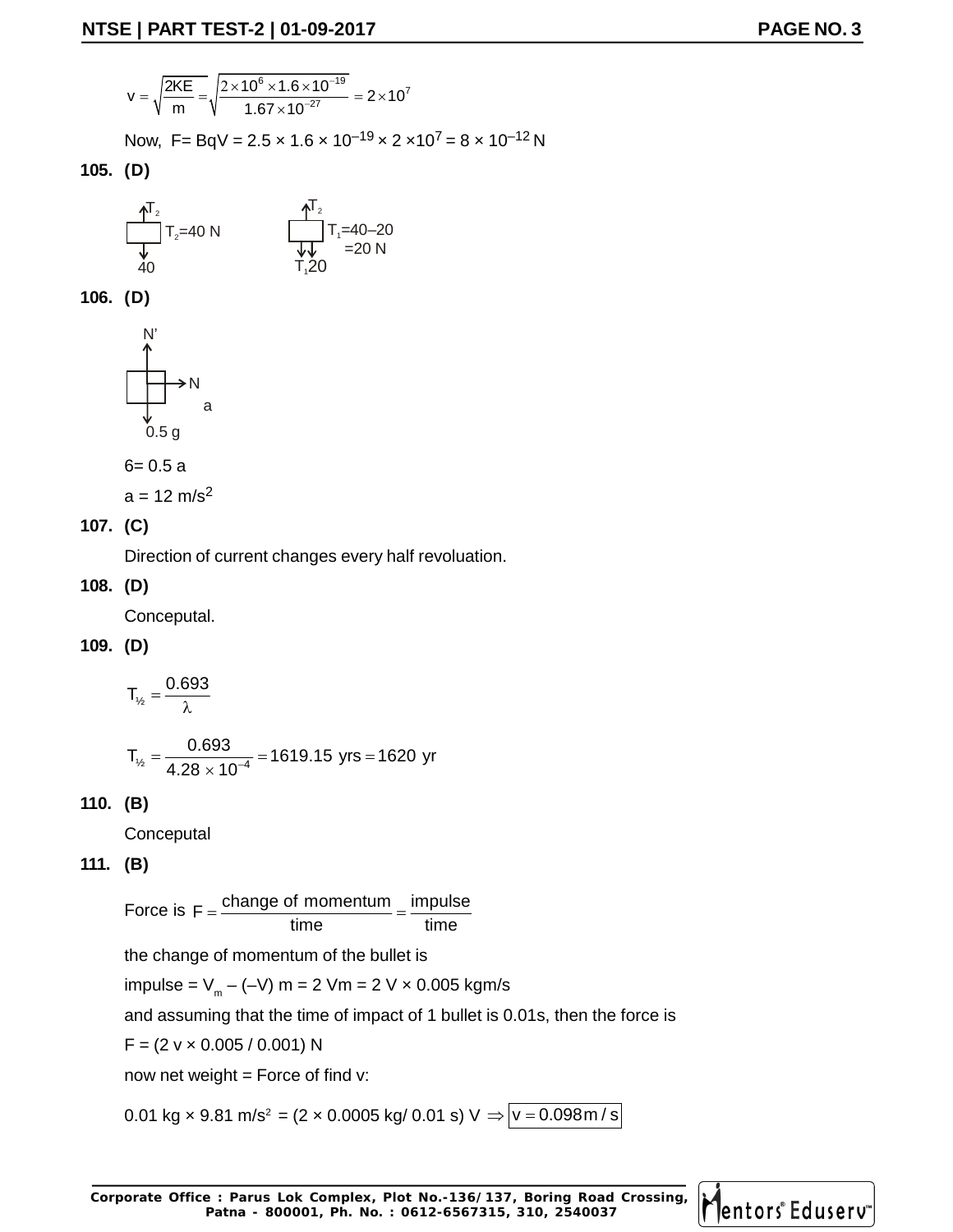$$v = \sqrt{\frac{2KE}{m}} = \sqrt{\frac{2 \times 10^6 \times 1.6 \times 10^{-19}}{1.67 \times 10^{-27}}} = 2 \times 10^7$$

Now, F= BqV = 2.5 × 1.6 × $10^{-19}$ × 2 ×$10^7$ = 8 × $10^{-12}$ N

**105. (D)**

$T_2$ ↑ ; $T_2$=40 N ; 40 ↓

$T_2$ ↑ ; $T_1$=40–20 =20 N ; $T_1$20 ↓

**106. (D)**

N' ↑ ; N → ; a ; 0.5 g ↓

6= 0.5 a

a = 12 m/s$^2$

**107. (C)**

Direction of current changes every half revoluation.

**108. (D)**

Conceputal.

**109. (D)**

$$T_{½} = \frac{0.693}{\lambda}$$

$$T_{½} = \frac{0.693}{4.28 \times 10^{-4}} = 1619.15 \text{ yrs} = 1620 \text{ yr}$$

**110. (B)**

Conceputal

**111. (B)**

Force is $F = \frac{\text{change of momentum}}{\text{time}} = \frac{\text{impulse}}{\text{time}}$

the change of momentum of the bullet is

impulse = $V_m$ – (–V) m = 2 Vm = 2 V × 0.005 kgm/s

and assuming that the time of impact of 1 bullet is 0.01s, then the force is

F = (2 v × 0.005 / 0.001) N

now net weight = Force of find v:

0.01 kg × 9.81 m/s$^2$ = (2 × 0.0005 kg/ 0.01 s) V $\Rightarrow$ $\boxed{v = 0.098 \text{m/s}}$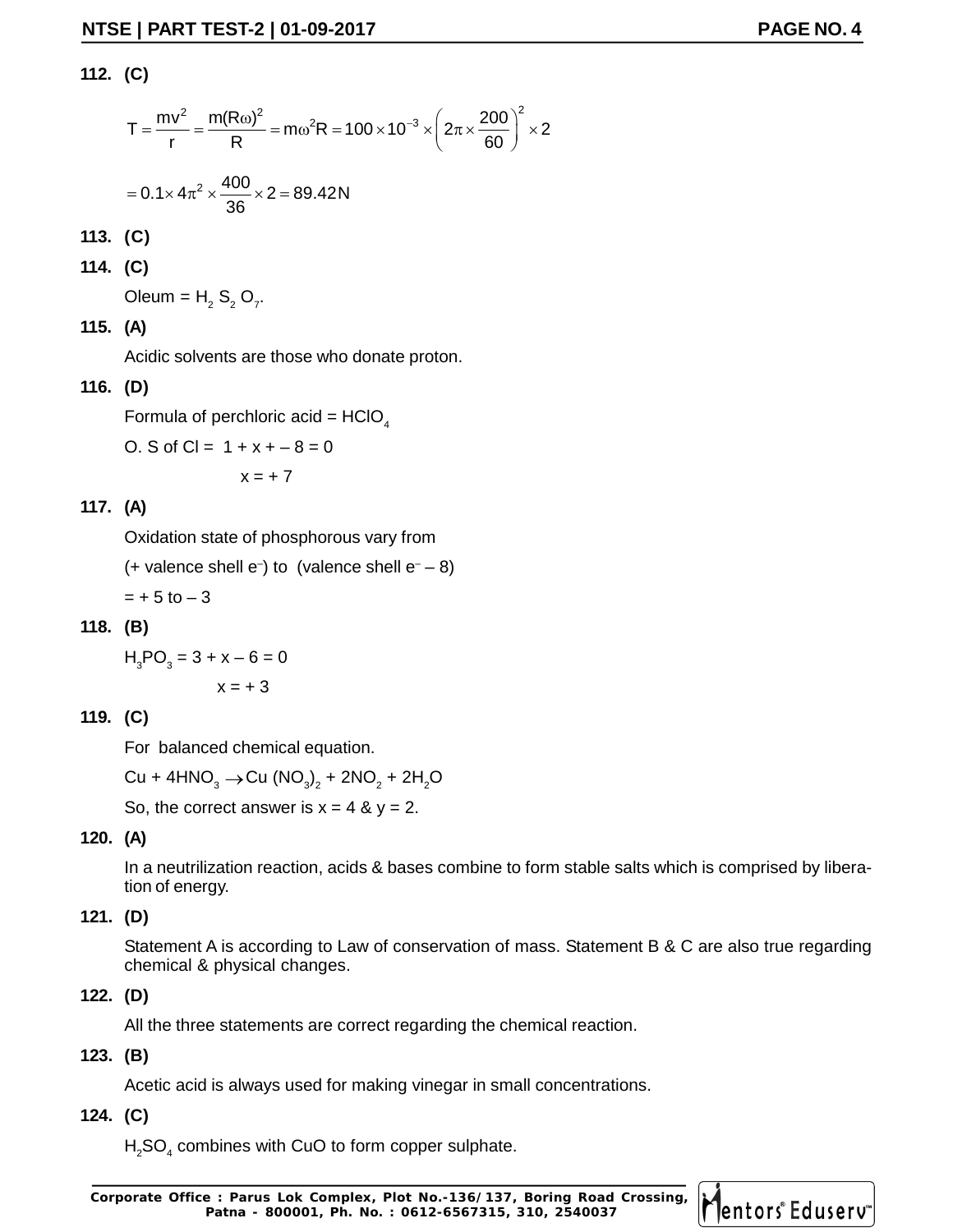**112. (C)**

$$T = \frac{mv^2}{r} = \frac{m(R\omega)^2}{R} = m\omega^2 R = 100 \times 10^{-3} \times \left(2\pi \times \frac{200}{60}\right)^2 \times 2$$

$$= 0.1 \times 4\pi^2 \times \frac{400}{36} \times 2 = 89.42\text{N}$$

**113. (C)**

**114. (C)**

Oleum = $H_2 S_2 O_7$.

**115. (A)**

Acidic solvents are those who donate proton.

**116. (D)**

Formula of perchloric acid = $HClO_4$

O. S of Cl = $1 + x + - 8 = 0$

$x = + 7$

**117. (A)**

Oxidation state of phosphorous vary from

(+ valence shell $e^-$) to (valence shell $e^-$ – 8)

= + 5 to – 3

**118. (B)**

$H_3PO_3 = 3 + x - 6 = 0$

$x = + 3$

**119. (C)**

For balanced chemical equation.

$Cu + 4HNO_3 \rightarrow Cu\ (NO_3)_2 + 2NO_2 + 2H_2O$

So, the correct answer is x = 4 & y = 2.

**120. (A)**

In a neutrilization reaction, acids & bases combine to form stable salts which is comprised by liberation of energy.

**121. (D)**

Statement A is according to Law of conservation of mass. Statement B & C are also true regarding chemical & physical changes.

**122. (D)**

All the three statements are correct regarding the chemical reaction.

**123. (B)**

Acetic acid is always used for making vinegar in small concentrations.

**124. (C)**

$H_2SO_4$ combines with CuO to form copper sulphate.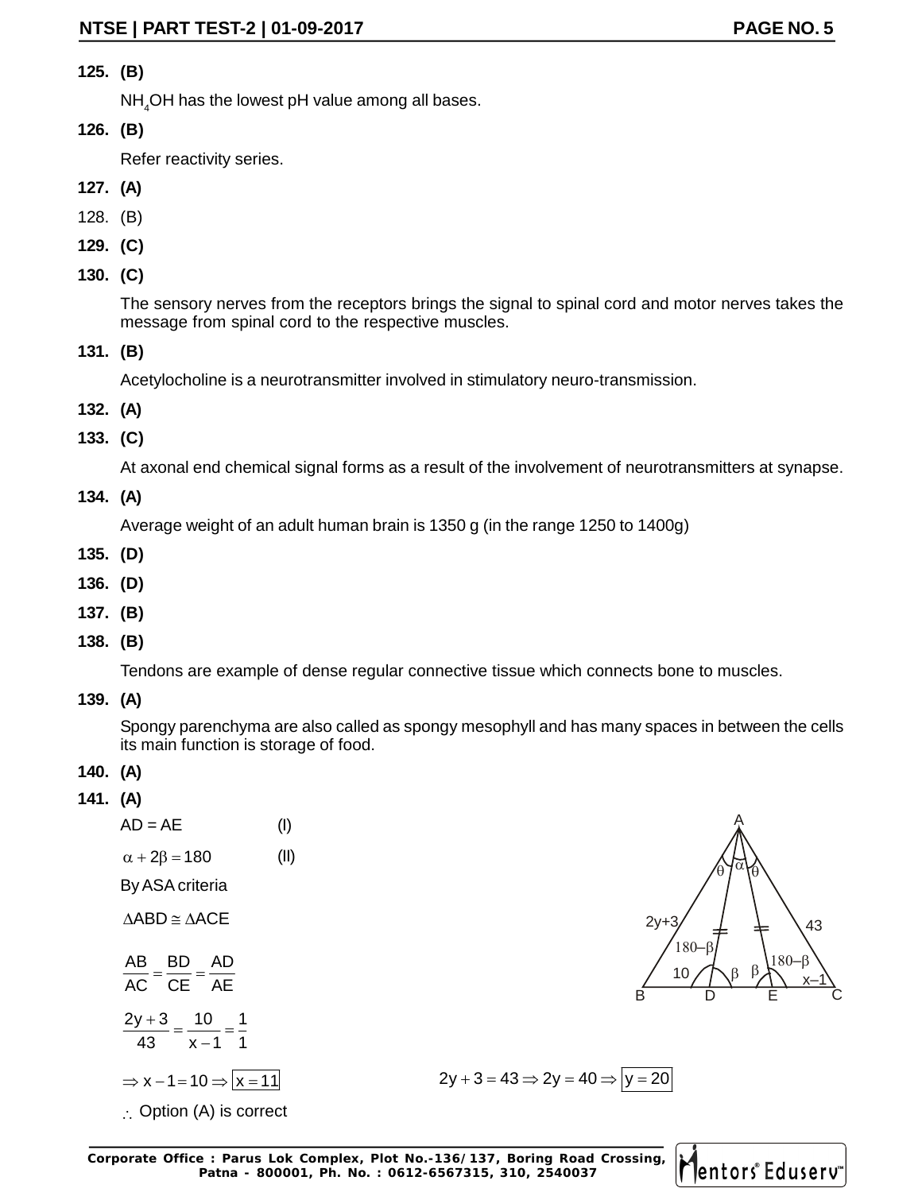**125. (B)**

$NH_4OH$ has the lowest pH value among all bases.

**126. (B)**

Refer reactivity series.

**127. (A)**

128. (B)

**129. (C)**

**130. (C)**

The sensory nerves from the receptors brings the signal to spinal cord and motor nerves takes the message from spinal cord to the respective muscles.

**131. (B)**

Acetylocholine is a neurotransmitter involved in stimulatory neuro-transmission.

**132. (A)**

**133. (C)**

At axonal end chemical signal forms as a result of the involvement of neurotransmitters at synapse.

**134. (A)**

Average weight of an adult human brain is 1350 g (in the range 1250 to 1400g)

**135. (D)**

**136. (D)**

**137. (B)**

**138. (B)**

Tendons are example of dense regular connective tissue which connects bone to muscles.

**139. (A)**

Spongy parenchyma are also called as spongy mesophyll and has many spaces in between the cells its main function is storage of food.

**140. (A)**

**141. (A)**

AD = AE (I)

$\alpha + 2\beta = 180$ (II)

By ASA criteria

$\Delta ABD \cong \Delta ACE$

$$\frac{AB}{AC} = \frac{BD}{CE} = \frac{AD}{AE}$$

$$\frac{2y+3}{43} = \frac{10}{x-1} = \frac{1}{1}$$

$\Rightarrow x - 1 = 10 \Rightarrow \boxed{x = 11}$

$2y + 3 = 43 \Rightarrow 2y = 40 \Rightarrow \boxed{y = 20}$

$\therefore$ Option (A) is correct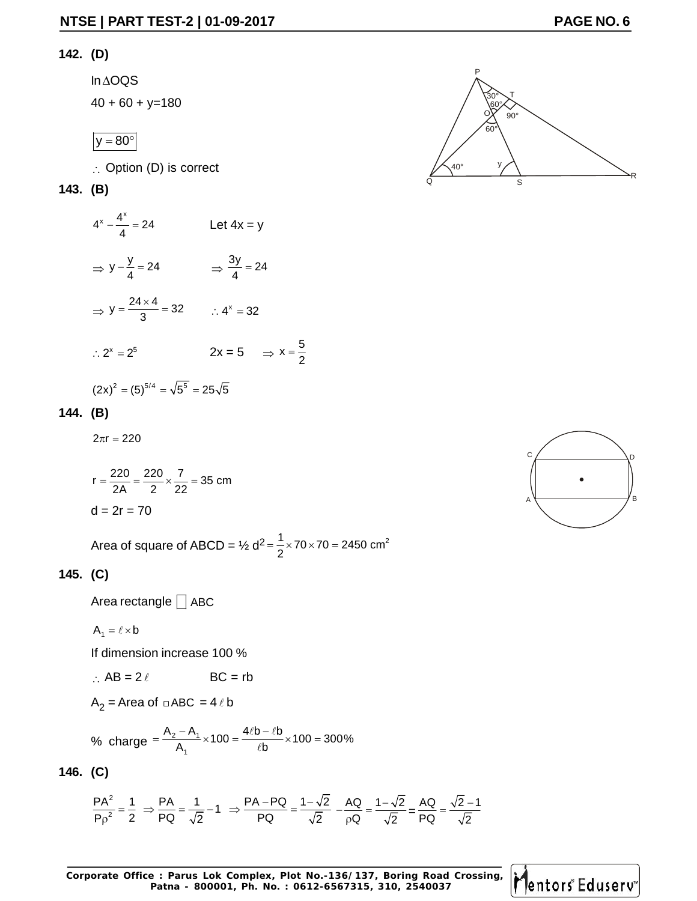**142. (D)**

In $\Delta$OQS

$40 + 60 + y = 180$

$\boxed{y = 80^\circ}$

$\therefore$ Option (D) is correct

**143. (B)**

$4^x - \frac{4^x}{4} = 24$ Let 4x = y

$\Rightarrow y - \frac{y}{4} = 24$ $\Rightarrow \frac{3y}{4} = 24$

$\Rightarrow y = \frac{24 \times 4}{3} = 32$ $\therefore 4^x = 32$

$\therefore 2^x = 2^5$ 2x = 5 $\Rightarrow x = \frac{5}{2}$

$(2x)^2 = (5)^{5/4} = \sqrt{5^5} = 25\sqrt{5}$

**144. (B)**

$2\pi r = 220$

$r = \frac{220}{2A} = \frac{220}{2} \times \frac{7}{22} = 35$ cm

d = 2r = 70

Area of square of ABCD = ½ $d^2 = \frac{1}{2} \times 70 \times 70 = 2450$ cm$^2$

**145. (C)**

Area rectangle □ ABC

$A_1 = \ell \times b$

If dimension increase 100 %

$\therefore$ AB = $2\ell$ BC = rb

$A_2$ = Area of □ABC = $4\ell b$

% charge $= \frac{A_2 - A_1}{A_1} \times 100 = \frac{4\ell b - \ell b}{\ell b} \times 100 = 300\%$

**146. (C)**

$\frac{PA^2}{P\rho^2} = \frac{1}{2} \Rightarrow \frac{PA}{PQ} = \frac{1}{\sqrt{2}} - 1 \Rightarrow \frac{PA - PQ}{PQ} = \frac{1 - \sqrt{2}}{\sqrt{2}} \;\; -\frac{AQ}{\rho Q} = \frac{1 - \sqrt{2}}{\sqrt{2}} = \frac{AQ}{PQ} = \frac{\sqrt{2} - 1}{\sqrt{2}}$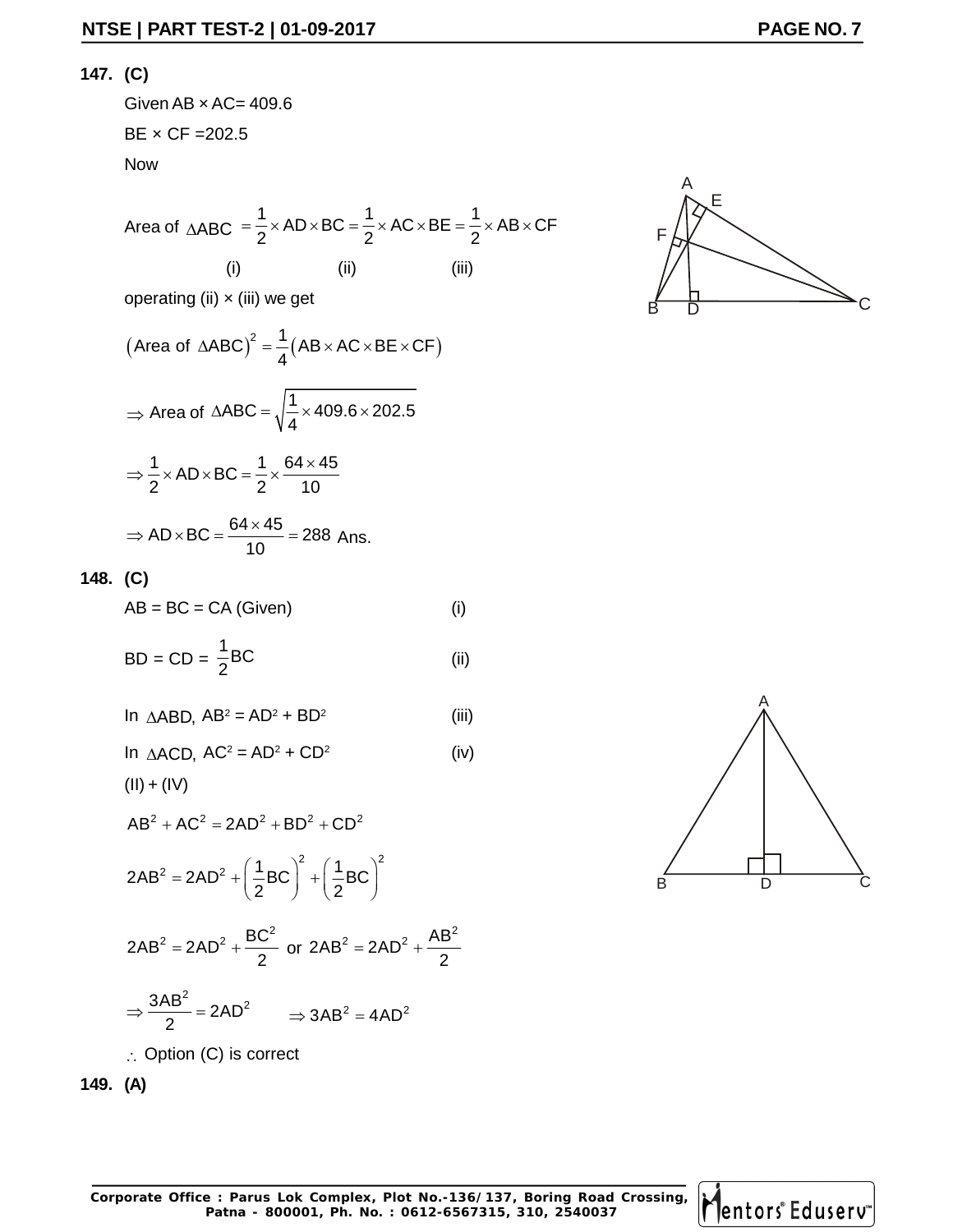**147. (C)**

Given AB × AC= 409.6

BE × CF =202.5

Now

$$\text{Area of } \Delta ABC = \frac{1}{2}\times AD \times BC = \frac{1}{2}\times AC \times BE = \frac{1}{2}\times AB \times CF$$

(i) (ii) (iii)

operating (ii) × (iii) we get

$$\left(\text{Area of } \Delta ABC\right)^2 = \frac{1}{4}\left(AB \times AC \times BE \times CF\right)$$

$$\Rightarrow \text{Area of } \Delta ABC = \sqrt{\frac{1}{4}\times 409.6 \times 202.5}$$

$$\Rightarrow \frac{1}{2}\times AD \times BC = \frac{1}{2}\times \frac{64 \times 45}{10}$$

$$\Rightarrow AD \times BC = \frac{64 \times 45}{10} = 288 \text{ Ans.}$$

**148. (C)**

AB = BC = CA (Given) (i)

$BD = CD = \frac{1}{2}BC$ (ii)

In $\Delta ABD$, $AB^2 = AD^2 + BD^2$ (iii)

In $\Delta ACD$, $AC^2 = AD^2 + CD^2$ (iv)

(II) + (IV)

$$AB^2 + AC^2 = 2AD^2 + BD^2 + CD^2$$

$$2AB^2 = 2AD^2 + \left(\frac{1}{2}BC\right)^2 + \left(\frac{1}{2}BC\right)^2$$

$$2AB^2 = 2AD^2 + \frac{BC^2}{2} \text{ or } 2AB^2 = 2AD^2 + \frac{AB^2}{2}$$

$$\Rightarrow \frac{3AB^2}{2} = 2AD^2 \qquad \Rightarrow 3AB^2 = 4AD^2$$

$\therefore$ Option (C) is correct

**149. (A)**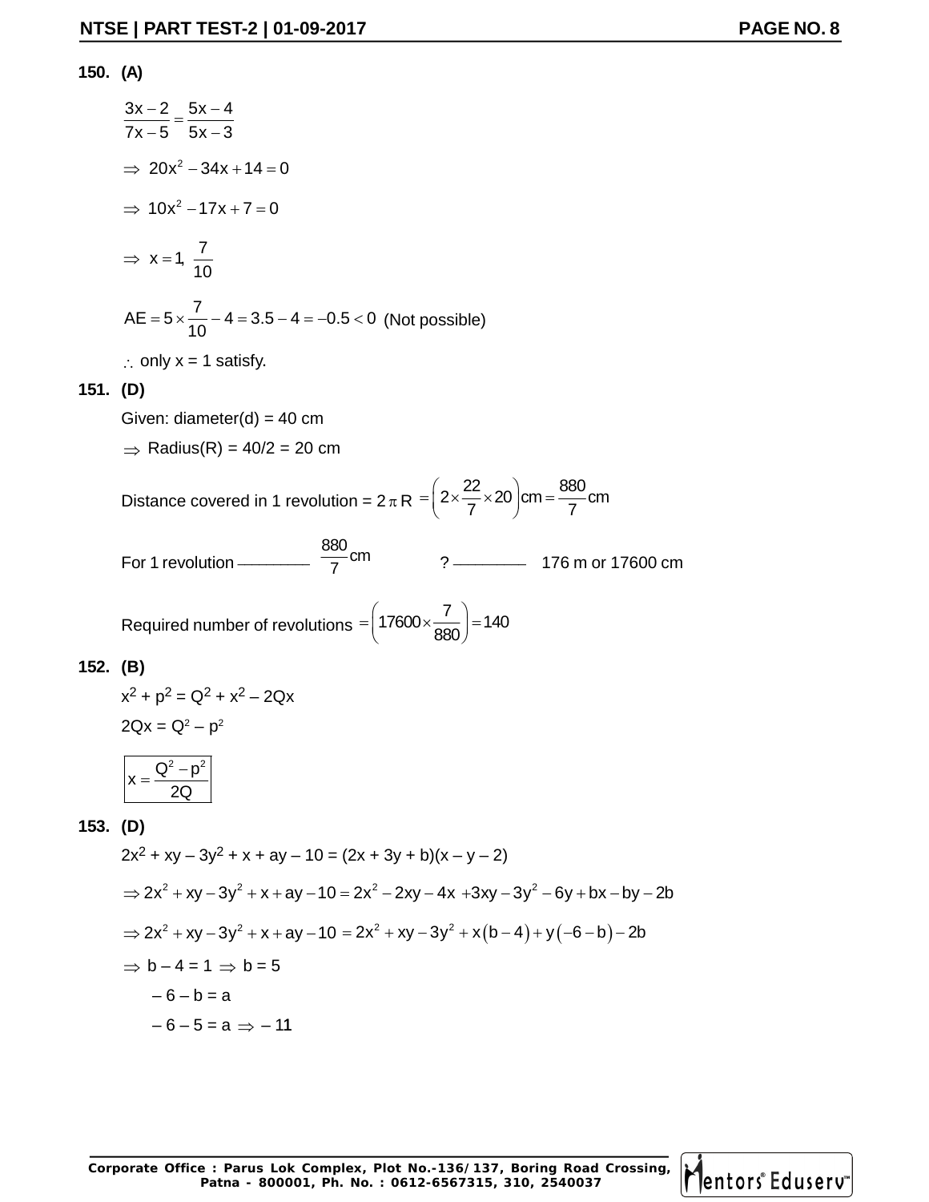**150. (A)**

$$\frac{3x-2}{7x-5}=\frac{5x-4}{5x-3}$$

$$\Rightarrow\ 20x^2-34x+14=0$$

$$\Rightarrow\ 10x^2-17x+7=0$$

$$\Rightarrow\ x=1,\ \frac{7}{10}$$

$AE=5\times\frac{7}{10}-4=3.5-4=-0.5<0$ (Not possible)

$\therefore$ only x = 1 satisfy.

**151. (D)**

Given: diameter(d) = 40 cm

$\Rightarrow$ Radius(R) = 40/2 = 20 cm

Distance covered in 1 revolution = $2\pi R=\left(2\times\frac{22}{7}\times20\right)cm=\frac{880}{7}cm$

For 1 revolution ———— $\frac{880}{7}cm$  ? ———— 176 m or 17600 cm

Required number of revolutions $=\left(17600\times\frac{7}{880}\right)=140$

**152. (B)**

$x^2+p^2=Q^2+x^2-2Qx$

$2Qx=Q^2-p^2$

$$\boxed{x=\frac{Q^2-p^2}{2Q}}$$

**153. (D)**

$2x^2+xy-3y^2+x+ay-10=(2x+3y+b)(x-y-2)$

$\Rightarrow 2x^2+xy-3y^2+x+ay-10=2x^2-2xy-4x+3xy-3y^2-6y+bx-by-2b$

$\Rightarrow 2x^2+xy-3y^2+x+ay-10=2x^2+xy-3y^2+x(b-4)+y(-6-b)-2b$

$\Rightarrow$ b – 4 = 1 $\Rightarrow$ b = 5

– 6 – b = a

– 6 – 5 = a $\Rightarrow$ – 11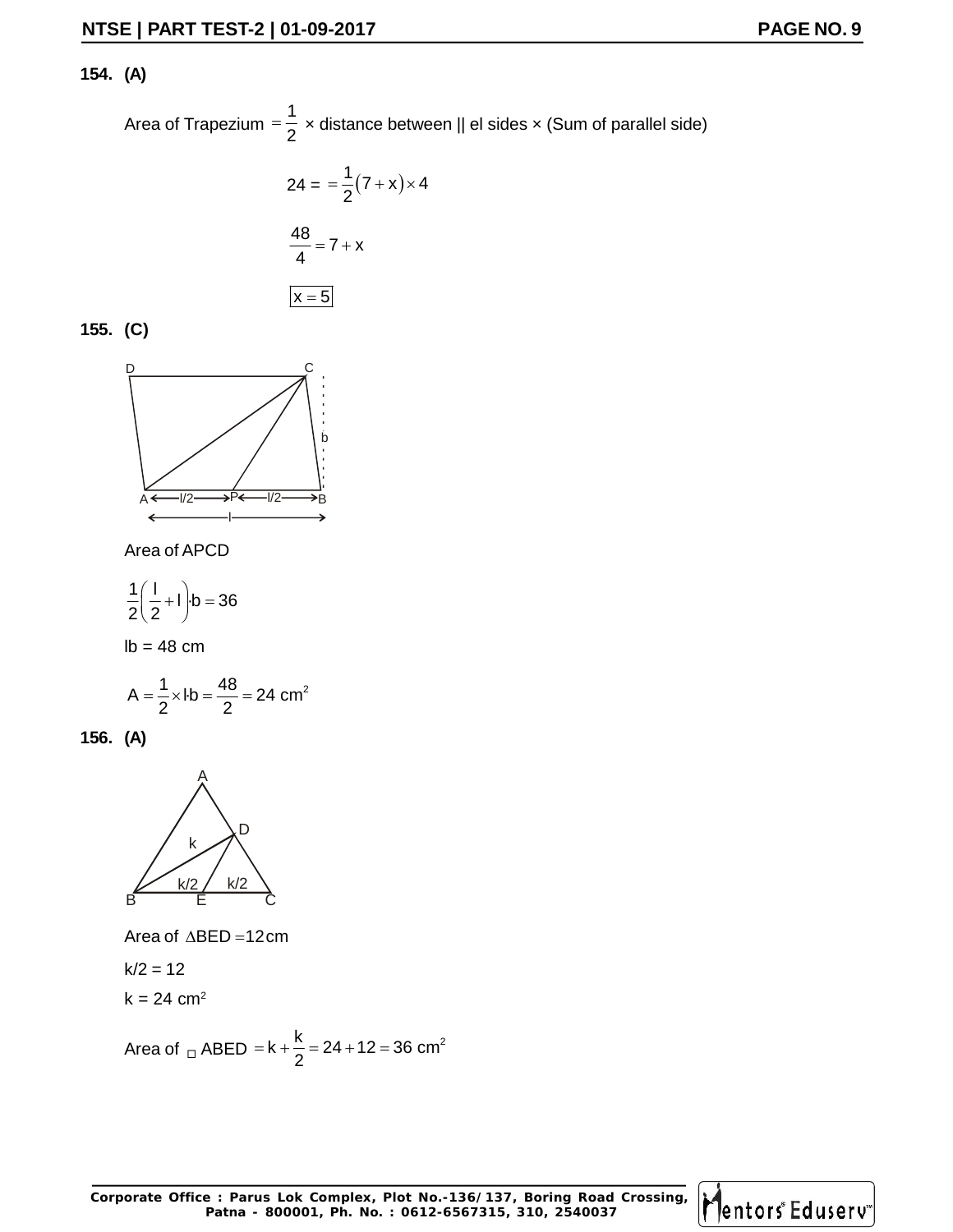**154. (A)**

Area of Trapezium $= \frac{1}{2}$ × distance between || el sides × (Sum of parallel side)

$$24 = = \frac{1}{2}(7 + x) \times 4$$

$$\frac{48}{4} = 7 + x$$

$$\boxed{x = 5}$$

**155. (C)**

Area of APCD

$$\frac{1}{2}\left(\frac{l}{2} + l\right) \cdot b = 36$$

lb = 48 cm

$$A = \frac{1}{2} \times l \cdot b = \frac{48}{2} = 24 \text{ cm}^2$$

**156. (A)**

Area of $\Delta BED = 12 \text{cm}$

k/2 = 12

k = 24 cm$^2$

Area of $\square$ ABED $= k + \frac{k}{2} = 24 + 12 = 36 \text{ cm}^2$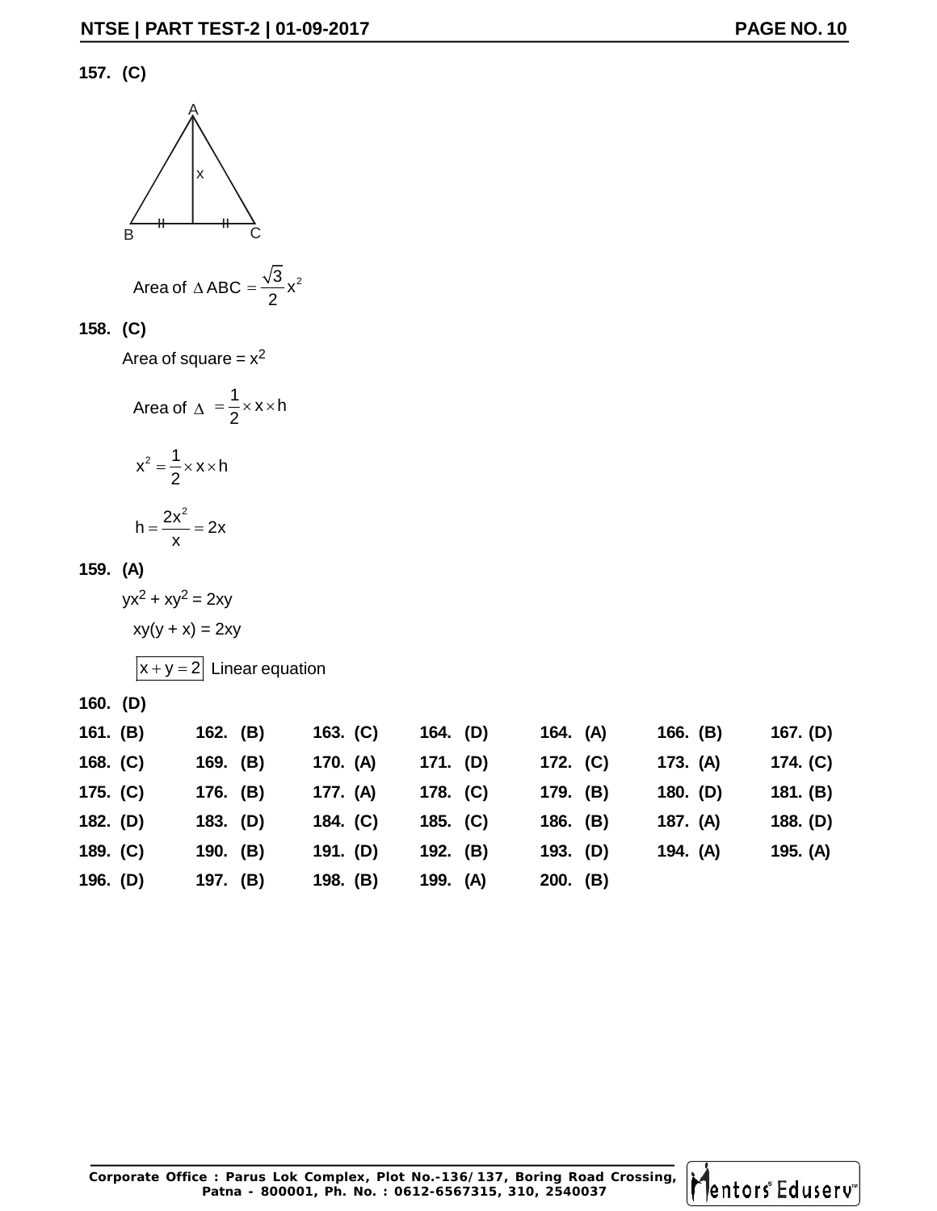**157. (C)**

Area of $\Delta ABC = \frac{\sqrt{3}}{2}x^2$

**158. (C)**

Area of square = $x^2$

Area of $\Delta = \frac{1}{2} \times x \times h$

$$x^2 = \frac{1}{2} \times x \times h$$

$$h = \frac{2x^2}{x} = 2x$$

**159. (A)**

$yx^2 + xy^2 = 2xy$

$xy(y + x) = 2xy$

$\boxed{x + y = 2}$ Linear equation

**160. (D)**

| | | | | | | |
|---|---|---|---|---|---|---|
| **161. (B)** | **162. (B)** | **163. (C)** | **164. (D)** | **164. (A)** | **166. (B)** | **167. (D)** |
| **168. (C)** | **169. (B)** | **170. (A)** | **171. (D)** | **172. (C)** | **173. (A)** | **174. (C)** |
| **175. (C)** | **176. (B)** | **177. (A)** | **178. (C)** | **179. (B)** | **180. (D)** | **181. (B)** |
| **182. (D)** | **183. (D)** | **184. (C)** | **185. (C)** | **186. (B)** | **187. (A)** | **188. (D)** |
| **189. (C)** | **190. (B)** | **191. (D)** | **192. (B)** | **193. (D)** | **194. (A)** | **195. (A)** |
| **196. (D)** | **197. (B)** | **198. (B)** | **199. (A)** | **200. (B)** | | |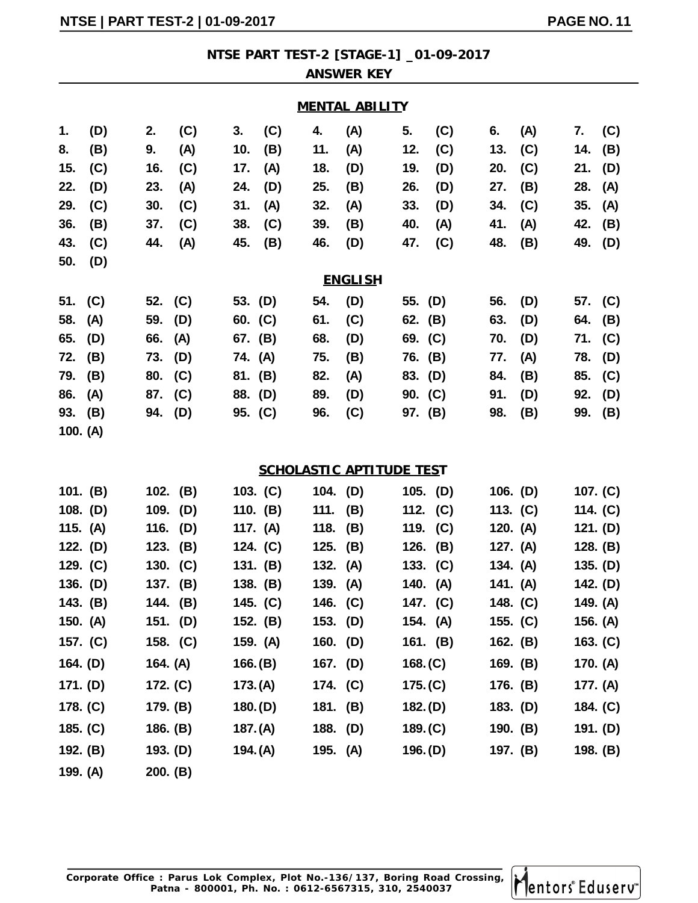## NTSE PART TEST-2 [STAGE-1] _01-09-2017

## ANSWER KEY

### MENTAL ABILITY

| | | | | | | |
|---|---|---|---|---|---|---|
| 1. (D) | 2. (C) | 3. (C) | 4. (A) | 5. (C) | 6. (A) | 7. (C) |
| 8. (B) | 9. (A) | 10. (B) | 11. (A) | 12. (C) | 13. (C) | 14. (B) |
| 15. (C) | 16. (C) | 17. (A) | 18. (D) | 19. (D) | 20. (C) | 21. (D) |
| 22. (D) | 23. (A) | 24. (D) | 25. (B) | 26. (D) | 27. (B) | 28. (A) |
| 29. (C) | 30. (C) | 31. (A) | 32. (A) | 33. (D) | 34. (C) | 35. (A) |
| 36. (B) | 37. (C) | 38. (C) | 39. (B) | 40. (A) | 41. (A) | 42. (B) |
| 43. (C) | 44. (A) | 45. (B) | 46. (D) | 47. (C) | 48. (B) | 49. (D) |
| 50. (D) | | | | | | |

### ENGLISH

| | | | | | | |
|---|---|---|---|---|---|---|
| 51. (C) | 52. (C) | 53. (D) | 54. (D) | 55. (D) | 56. (D) | 57. (C) |
| 58. (A) | 59. (D) | 60. (C) | 61. (C) | 62. (B) | 63. (D) | 64. (B) |
| 65. (D) | 66. (A) | 67. (B) | 68. (D) | 69. (C) | 70. (D) | 71. (C) |
| 72. (B) | 73. (D) | 74. (A) | 75. (B) | 76. (B) | 77. (A) | 78. (D) |
| 79. (B) | 80. (C) | 81. (B) | 82. (A) | 83. (D) | 84. (B) | 85. (C) |
| 86. (A) | 87. (C) | 88. (D) | 89. (D) | 90. (C) | 91. (D) | 92. (D) |
| 93. (B) | 94. (D) | 95. (C) | 96. (C) | 97. (B) | 98. (B) | 99. (B) |
| 100. (A) | | | | | | |

### SCHOLASTIC APTITUDE TEST

| | | | | | | |
|---|---|---|---|---|---|---|
| 101. (B) | 102. (B) | 103. (C) | 104. (D) | 105. (D) | 106. (D) | 107. (C) |
| 108. (D) | 109. (D) | 110. (B) | 111. (B) | 112. (C) | 113. (C) | 114. (C) |
| 115. (A) | 116. (D) | 117. (A) | 118. (B) | 119. (C) | 120. (A) | 121. (D) |
| 122. (D) | 123. (B) | 124. (C) | 125. (B) | 126. (B) | 127. (A) | 128. (B) |
| 129. (C) | 130. (C) | 131. (B) | 132. (A) | 133. (C) | 134. (A) | 135. (D) |
| 136. (D) | 137. (B) | 138. (B) | 139. (A) | 140. (A) | 141. (A) | 142. (D) |
| 143. (B) | 144. (B) | 145. (C) | 146. (C) | 147. (C) | 148. (C) | 149. (A) |
| 150. (A) | 151. (D) | 152. (B) | 153. (D) | 154. (A) | 155. (C) | 156. (A) |
| 157. (C) | 158. (C) | 159. (A) | 160. (D) | 161. (B) | 162. (B) | 163. (C) |
| 164. (D) | 164. (A) | 166. (B) | 167. (D) | 168. (C) | 169. (B) | 170. (A) |
| 171. (D) | 172. (C) | 173. (A) | 174. (C) | 175. (C) | 176. (B) | 177. (A) |
| 178. (C) | 179. (B) | 180. (D) | 181. (B) | 182. (D) | 183. (D) | 184. (C) |
| 185. (C) | 186. (B) | 187. (A) | 188. (D) | 189. (C) | 190. (B) | 191. (D) |
| 192. (B) | 193. (D) | 194. (A) | 195. (A) | 196. (D) | 197. (B) | 198. (B) |
| 199. (A) | 200. (B) | | | | | |

Corporate Office : Parus Lok Complex, Plot No.-136/137, Boring Road Crossing, Patna - 800001, Ph. No. : 0612-6567315, 310, 2540037

Mentors® Eduserv™